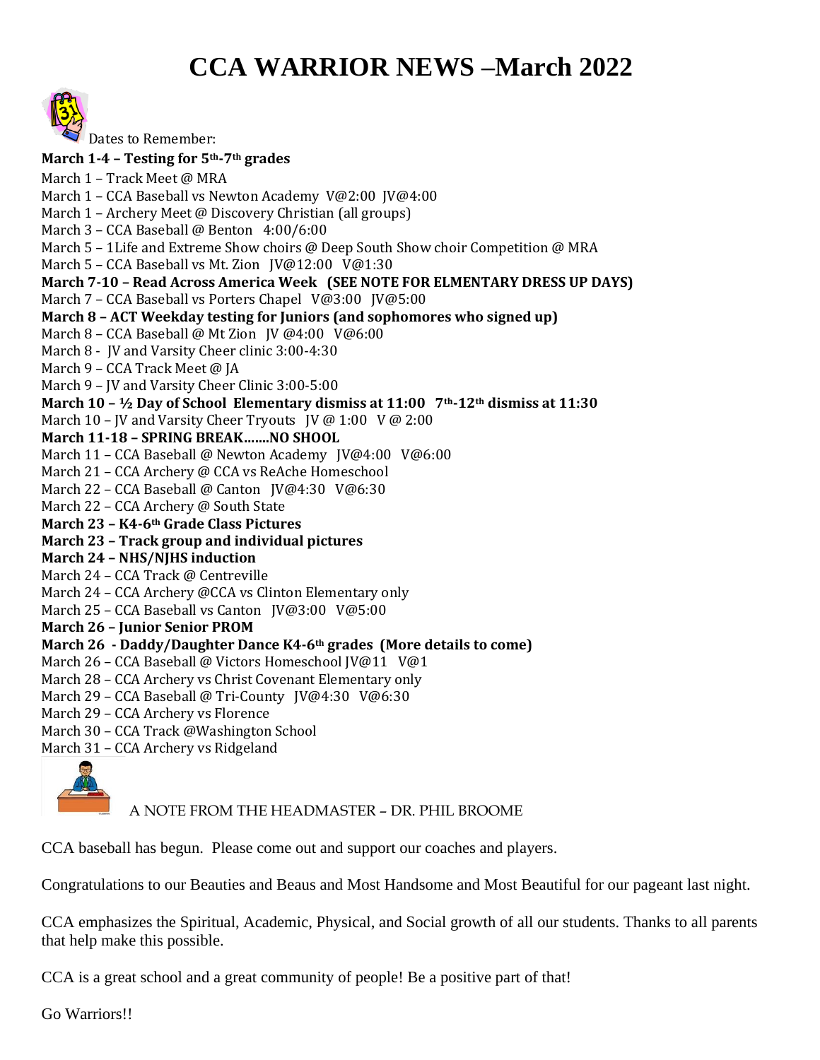# CCA WARRIOR NEWS –March 2022

Dates to Remember:

**March 1-4 – Testing for 5th-7th grades**

March 1 – Track Meet @ MRA

March 1 – CCA Baseball vs Newton Academy V@2:00 JV@4:00

March 1 – Archery Meet @ Discovery Christian (all groups)

March 3 – CCA Baseball @ Benton 4:00/6:00

March 5 – 1Life and Extreme Show choirs @ Deep South Show choir Competition @ MRA

March 5 – CCA Baseball vs Mt. Zion JV@12:00 V@1:30

**March 7-10 – Read Across America Week (SEE NOTE FOR ELMENTARY DRESS UP DAYS)**

March 7 – CCA Baseball vs Porters Chapel V@3:00 JV@5:00

**March 8 – ACT Weekday testing for Juniors (and sophomores who signed up)**

March 8 – CCA Baseball @ Mt Zion JV @4:00 V@6:00

March 8 - JV and Varsity Cheer clinic 3:00-4:30

March 9 – CCA Track Meet @ JA

March 9 – JV and Varsity Cheer Clinic 3:00-5:00

**March 10 – ½ Day of School Elementary dismiss at 11:00 7th-12th dismiss at 11:30**

March 10 – JV and Varsity Cheer Tryouts JV @ 1:00 V @ 2:00

**March 11-18 – SPRING BREAK…….NO SHOOL**

March 11 – CCA Baseball @ Newton Academy JV@4:00 V@6:00

March 21 – CCA Archery @ CCA vs ReAche Homeschool

March 22 – CCA Baseball @ Canton JV@4:30 V@6:30

March 22 – CCA Archery @ South State

**March 23 – K4-6th Grade Class Pictures**

**March 23 – Track group and individual pictures**

**March 24 – NHS/NJHS induction**

March 24 – CCA Track @ Centreville

March 24 – CCA Archery @CCA vs Clinton Elementary only

March 25 – CCA Baseball vs Canton JV@3:00 V@5:00

**March 26 – Junior Senior PROM**

**March 26 - Daddy/Daughter Dance K4-6th grades (More details to come)**

March 26 – CCA Baseball @ Victors Homeschool JV@11 V@1

March 28 – CCA Archery vs Christ Covenant Elementary only

March 29 – CCA Baseball @ Tri-County JV@4:30 V@6:30

March 29 – CCA Archery vs Florence

March 30 – CCA Track @Washington School

March 31 – CCA Archery vs Ridgeland

A NOTE FROM THE HEADMASTER – DR. PHIL BROOME

CCA baseball has begun. Please come out and support our coaches and players.

Congratulations to our Beauties and Beaus and Most Handsome and Most Beautiful for our pageant last night.

CCA emphasizes the Spiritual, Academic, Physical, and Social growth of all our students. Thanks to all parents that help make this possible.

CCA is a great school and a great community of people! Be a positive part of that!

Go Warriors!!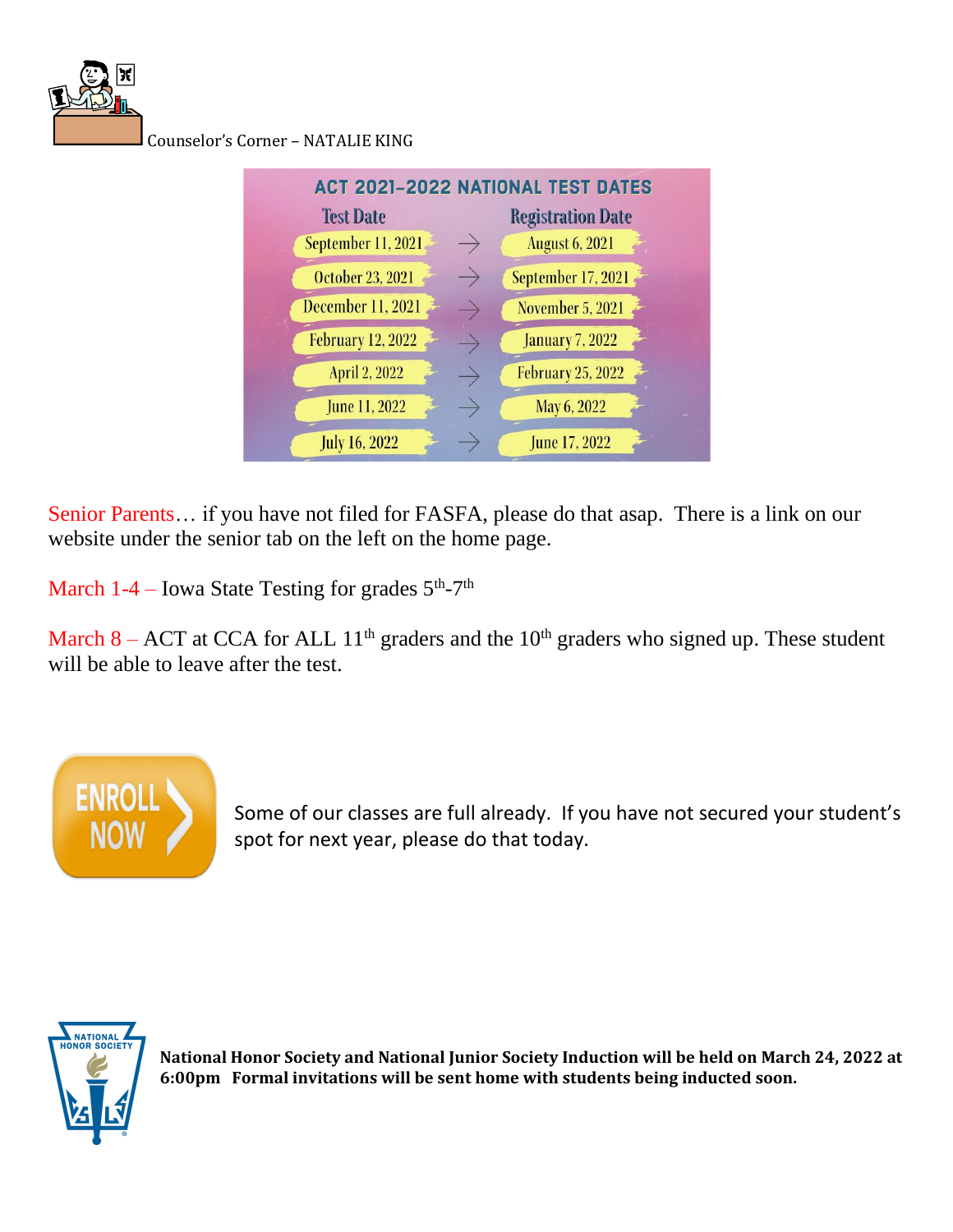Counselor's Corner – NATALIE KING

## ACT 2021-2022 NATIONAL TEST DATES

| Test Date | | Registration Date |
|---|---|---|
| September 11, 2021 | → | August 6, 2021 |
| October 23, 2021 | → | September 17, 2021 |
| December 11, 2021 | → | November 5, 2021 |
| February 12, 2022 | → | January 7, 2022 |
| April 2, 2022 | → | February 25, 2022 |
| June 11, 2022 | → | May 6, 2022 |
| July 16, 2022 | → | June 17, 2022 |

Senior Parents… if you have not filed for FASFA, please do that asap. There is a link on our website under the senior tab on the left on the home page.

March 1-4 – Iowa State Testing for grades 5th-7th

March 8 – ACT at CCA for ALL 11th graders and the 10th graders who signed up. These student will be able to leave after the test.

ENROLL NOW

Some of our classes are full already. If you have not secured your student's spot for next year, please do that today.

**National Honor Society and National Junior Society Induction will be held on March 24, 2022 at 6:00pm Formal invitations will be sent home with students being inducted soon.**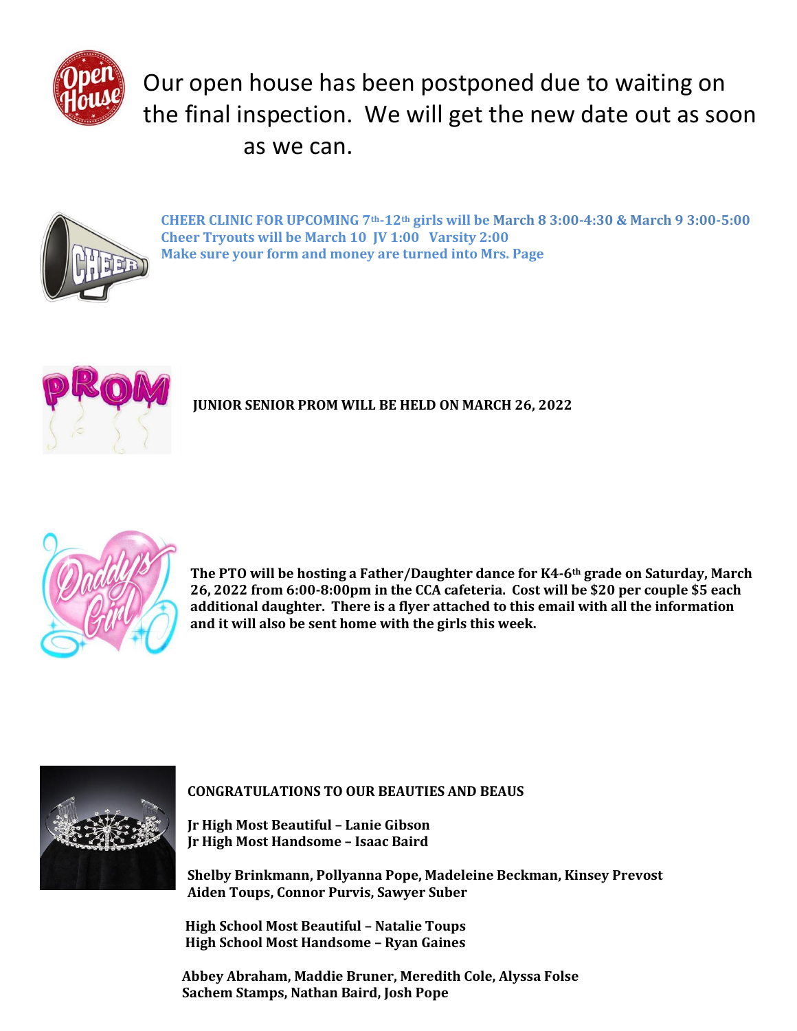Our open house has been postponed due to waiting on the final inspection. We will get the new date out as soon as we can.

**CHEER CLINIC FOR UPCOMING 7th-12th girls will be March 8 3:00-4:30 & March 9 3:00-5:00**
**Cheer Tryouts will be March 10 JV 1:00 Varsity 2:00**
**Make sure your form and money are turned into Mrs. Page**

**JUNIOR SENIOR PROM WILL BE HELD ON MARCH 26, 2022**

**The PTO will be hosting a Father/Daughter dance for K4-6th grade on Saturday, March 26, 2022 from 6:00-8:00pm in the CCA cafeteria. Cost will be $20 per couple $5 each additional daughter. There is a flyer attached to this email with all the information and it will also be sent home with the girls this week.**

**CONGRATULATIONS TO OUR BEAUTIES AND BEAUS**

**Jr High Most Beautiful – Lanie Gibson**
**Jr High Most Handsome – Isaac Baird**

**Shelby Brinkmann, Pollyanna Pope, Madeleine Beckman, Kinsey Prevost**
**Aiden Toups, Connor Purvis, Sawyer Suber**

**High School Most Beautiful – Natalie Toups**
**High School Most Handsome – Ryan Gaines**

**Abbey Abraham, Maddie Bruner, Meredith Cole, Alyssa Folse**
**Sachem Stamps, Nathan Baird, Josh Pope**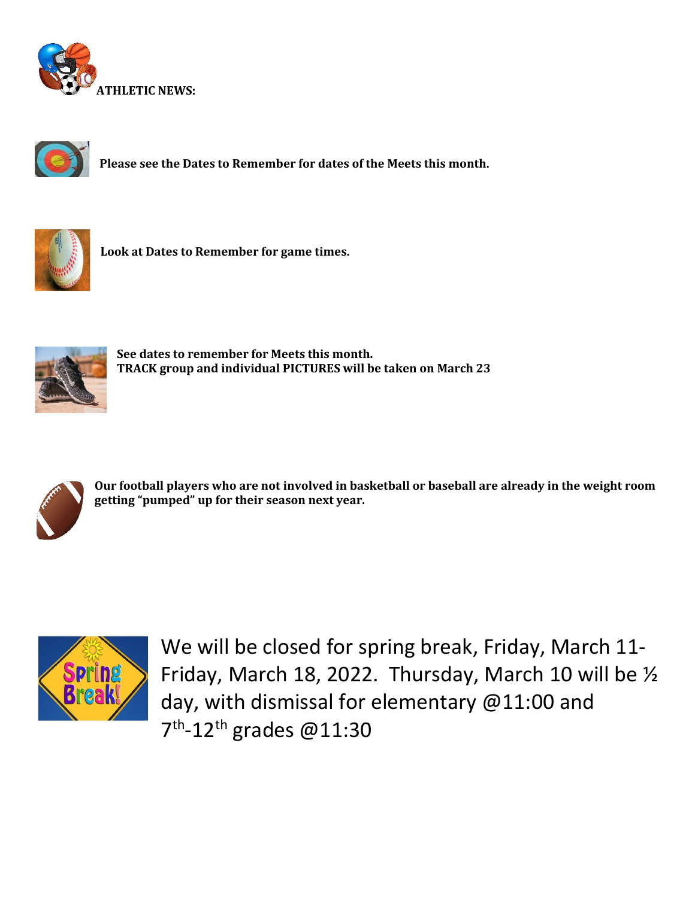**ATHLETIC NEWS:**

**Please see the Dates to Remember for dates of the Meets this month.**

**Look at Dates to Remember for game times.**

**See dates to remember for Meets this month.**
**TRACK group and individual PICTURES will be taken on March 23**

**Our football players who are not involved in basketball or baseball are already in the weight room getting "pumped" up for their season next year.**

We will be closed for spring break, Friday, March 11-Friday, March 18, 2022. Thursday, March 10 will be ½ day, with dismissal for elementary @11:00 and 7th-12th grades @11:30